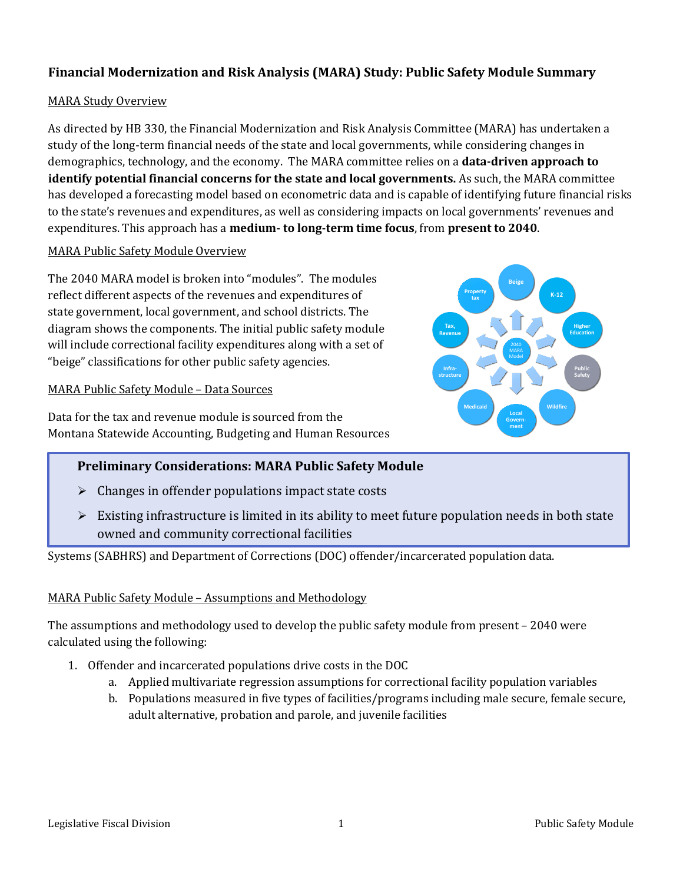# Financial Modernization and Risk Analysis (MARA) Study: Public Safety Module Summary

## MARA Study Overview

As directed by HB 330, the Financial Modernization and Risk Analysis Committee (MARA) has undertaken a study of the long-term financial needs of the state and local governments, while considering changes in demographics, technology, and the economy. The MARA committee relies on a **data-driven approach to identify potential financial concerns for the state and local governments.** As such, the MARA committee has developed a forecasting model based on econometric data and is capable of identifying future financial risks to the state's revenues and expenditures, as well as considering impacts on local governments' revenues and expenditures. This approach has a **medium- to long-term time focus**, from **present to 2040**.

## MARA Public Safety Module Overview

The 2040 MARA model is broken into "modules". The modules reflect different aspects of the revenues and expenditures of state government, local government, and school districts. The diagram shows the components. The initial public safety module will include correctional facility expenditures along with a set of "beige" classifications for other public safety agencies.

## MARA Public Safety Module – Data Sources

Data for the tax and revenue module is sourced from the Montana Statewide Accounting, Budgeting and Human Resources Systems (SABHRS) and Department of Corrections (DOC) offender/incarcerated population data.

> **Preliminary Considerations: MARA Public Safety Module**
>
> - Changes in offender populations impact state costs
> - Existing infrastructure is limited in its ability to meet future population needs in both state owned and community correctional facilities

## MARA Public Safety Module – Assumptions and Methodology

The assumptions and methodology used to develop the public safety module from present – 2040 were calculated using the following:

1. Offender and incarcerated populations drive costs in the DOC
   a. Applied multivariate regression assumptions for correctional facility population variables
   b. Populations measured in five types of facilities/programs including male secure, female secure, adult alternative, probation and parole, and juvenile facilities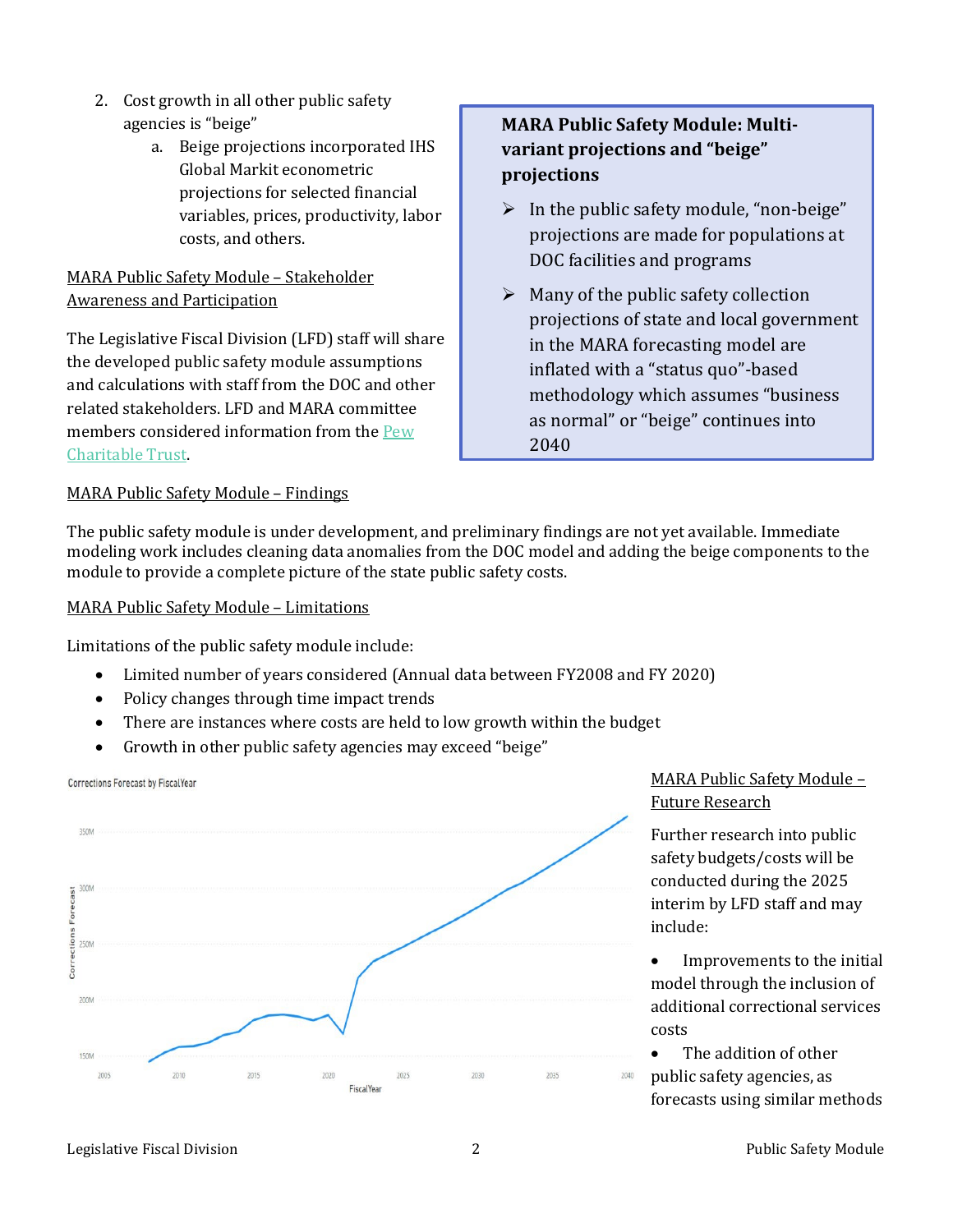2. Cost growth in all other public safety agencies is "beige"
    a. Beige projections incorporated IHS Global Markit econometric projections for selected financial variables, prices, productivity, labor costs, and others.

**MARA Public Safety Module: Multi-variant projections and "beige" projections**

- In the public safety module, "non-beige" projections are made for populations at DOC facilities and programs
- Many of the public safety collection projections of state and local government in the MARA forecasting model are inflated with a "status quo"-based methodology which assumes "business as normal" or "beige" continues into 2040

## MARA Public Safety Module – Stakeholder Awareness and Participation

The Legislative Fiscal Division (LFD) staff will share the developed public safety module assumptions and calculations with staff from the DOC and other related stakeholders. LFD and MARA committee members considered information from the [Pew Charitable Trust](#).

## MARA Public Safety Module – Findings

The public safety module is under development, and preliminary findings are not yet available. Immediate modeling work includes cleaning data anomalies from the DOC model and adding the beige components to the module to provide a complete picture of the state public safety costs.

## MARA Public Safety Module – Limitations

Limitations of the public safety module include:

- Limited number of years considered (Annual data between FY2008 and FY 2020)
- Policy changes through time impact trends
- There are instances where costs are held to low growth within the budget
- Growth in other public safety agencies may exceed "beige"

Corrections Forecast by FiscalYear

Corrections Forecast

350M
300M
250M
200M
150M

2005 2010 2015 2020 2025 2030 2035 2040

FiscalYear

## MARA Public Safety Module – Future Research

Further research into public safety budgets/costs will be conducted during the 2025 interim by LFD staff and may include:

- Improvements to the initial model through the inclusion of additional correctional services costs
- The addition of other public safety agencies, as forecasts using similar methods